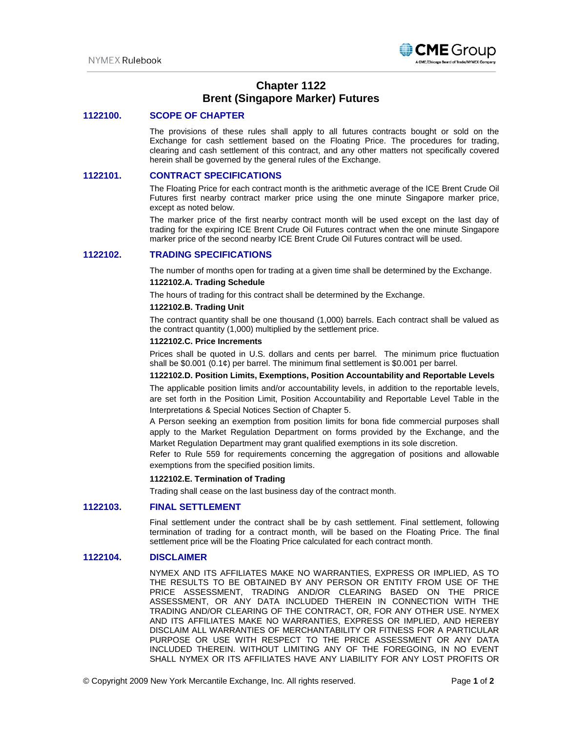# Chapter 1122
# Brent (Singapore Marker) Futures

## 1122100. SCOPE OF CHAPTER

The provisions of these rules shall apply to all futures contracts bought or sold on the Exchange for cash settlement based on the Floating Price. The procedures for trading, clearing and cash settlement of this contract, and any other matters not specifically covered herein shall be governed by the general rules of the Exchange.

## 1122101. CONTRACT SPECIFICATIONS

The Floating Price for each contract month is the arithmetic average of the ICE Brent Crude Oil Futures first nearby contract marker price using the one minute Singapore marker price, except as noted below.

The marker price of the first nearby contract month will be used except on the last day of trading for the expiring ICE Brent Crude Oil Futures contract when the one minute Singapore marker price of the second nearby ICE Brent Crude Oil Futures contract will be used.

## 1122102. TRADING SPECIFICATIONS

The number of months open for trading at a given time shall be determined by the Exchange.

### 1122102.A. Trading Schedule

The hours of trading for this contract shall be determined by the Exchange.

### 1122102.B. Trading Unit

The contract quantity shall be one thousand (1,000) barrels. Each contract shall be valued as the contract quantity (1,000) multiplied by the settlement price.

### 1122102.C. Price Increments

Prices shall be quoted in U.S. dollars and cents per barrel. The minimum price fluctuation shall be $0.001 (0.1¢) per barrel. The minimum final settlement is $0.001 per barrel.

### 1122102.D. Position Limits, Exemptions, Position Accountability and Reportable Levels

The applicable position limits and/or accountability levels, in addition to the reportable levels, are set forth in the Position Limit, Position Accountability and Reportable Level Table in the Interpretations & Special Notices Section of Chapter 5.

A Person seeking an exemption from position limits for bona fide commercial purposes shall apply to the Market Regulation Department on forms provided by the Exchange, and the Market Regulation Department may grant qualified exemptions in its sole discretion.

Refer to Rule 559 for requirements concerning the aggregation of positions and allowable exemptions from the specified position limits.

### 1122102.E. Termination of Trading

Trading shall cease on the last business day of the contract month.

## 1122103. FINAL SETTLEMENT

Final settlement under the contract shall be by cash settlement. Final settlement, following termination of trading for a contract month, will be based on the Floating Price. The final settlement price will be the Floating Price calculated for each contract month.

## 1122104. DISCLAIMER

NYMEX AND ITS AFFILIATES MAKE NO WARRANTIES, EXPRESS OR IMPLIED, AS TO THE RESULTS TO BE OBTAINED BY ANY PERSON OR ENTITY FROM USE OF THE PRICE ASSESSMENT, TRADING AND/OR CLEARING BASED ON THE PRICE ASSESSMENT, OR ANY DATA INCLUDED THEREIN IN CONNECTION WITH THE TRADING AND/OR CLEARING OF THE CONTRACT, OR, FOR ANY OTHER USE. NYMEX AND ITS AFFILIATES MAKE NO WARRANTIES, EXPRESS OR IMPLIED, AND HEREBY DISCLAIM ALL WARRANTIES OF MERCHANTABILITY OR FITNESS FOR A PARTICULAR PURPOSE OR USE WITH RESPECT TO THE PRICE ASSESSMENT OR ANY DATA INCLUDED THEREIN. WITHOUT LIMITING ANY OF THE FOREGOING, IN NO EVENT SHALL NYMEX OR ITS AFFILIATES HAVE ANY LIABILITY FOR ANY LOST PROFITS OR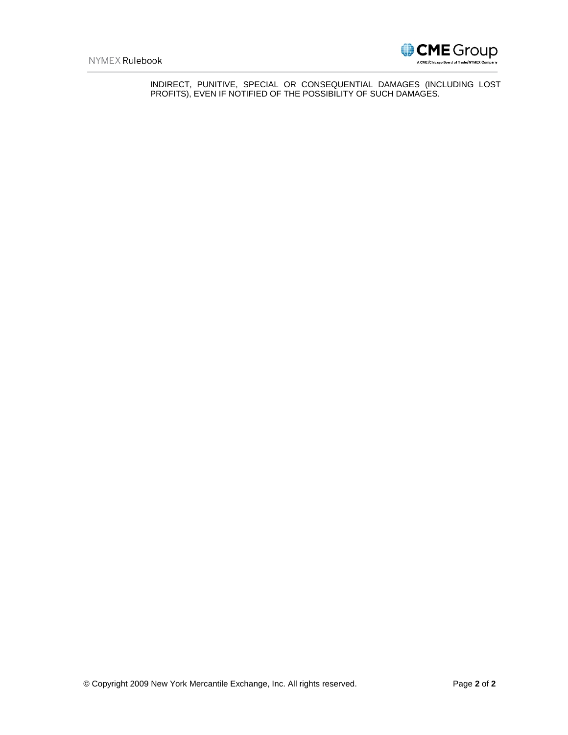INDIRECT, PUNITIVE, SPECIAL OR CONSEQUENTIAL DAMAGES (INCLUDING LOST PROFITS), EVEN IF NOTIFIED OF THE POSSIBILITY OF SUCH DAMAGES.